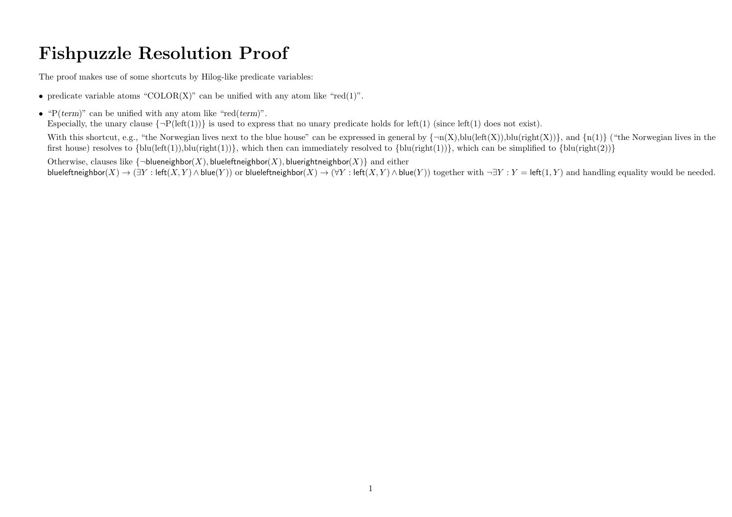# Fishpuzzle Resolution Proof

The proof makes use of some shortcuts by Hilog-like predicate variables:

- predicate variable atoms "COLOR(X)" can be unified with any atom like "red(1)".
- "P(*term*)" can be unified with any atom like "red(*term*)".
  Especially, the unary clause {¬P(left(1))} is used to express that no unary predicate holds for left(1) (since left(1) does not exist).

  With this shortcut, e.g., "the Norwegian lives next to the blue house" can be expressed in general by {¬n(X),blu(left(X)),blu(right(X))}, and {n(1)} ("the Norwegian lives in the first house) resolves to {blu(left(1)),blu(right(1))}, which then can immediately resolved to {blu(right(1))}, which can be simplified to {blu(right(2))}

  Otherwise, clauses like $\{\neg\mathsf{blueneighbor}(X), \mathsf{blueleftneighbor}(X), \mathsf{bluerightneighbor}(X)\}$ and either $\mathsf{blueleftneighbor}(X) \rightarrow (\exists Y : \mathsf{left}(X,Y) \wedge \mathsf{blue}(Y))$ or $\mathsf{blueleftneighbor}(X) \rightarrow (\forall Y : \mathsf{left}(X,Y) \wedge \mathsf{blue}(Y))$ together with $\neg\exists Y : Y = \mathsf{left}(1,Y)$ and handling equality would be needed.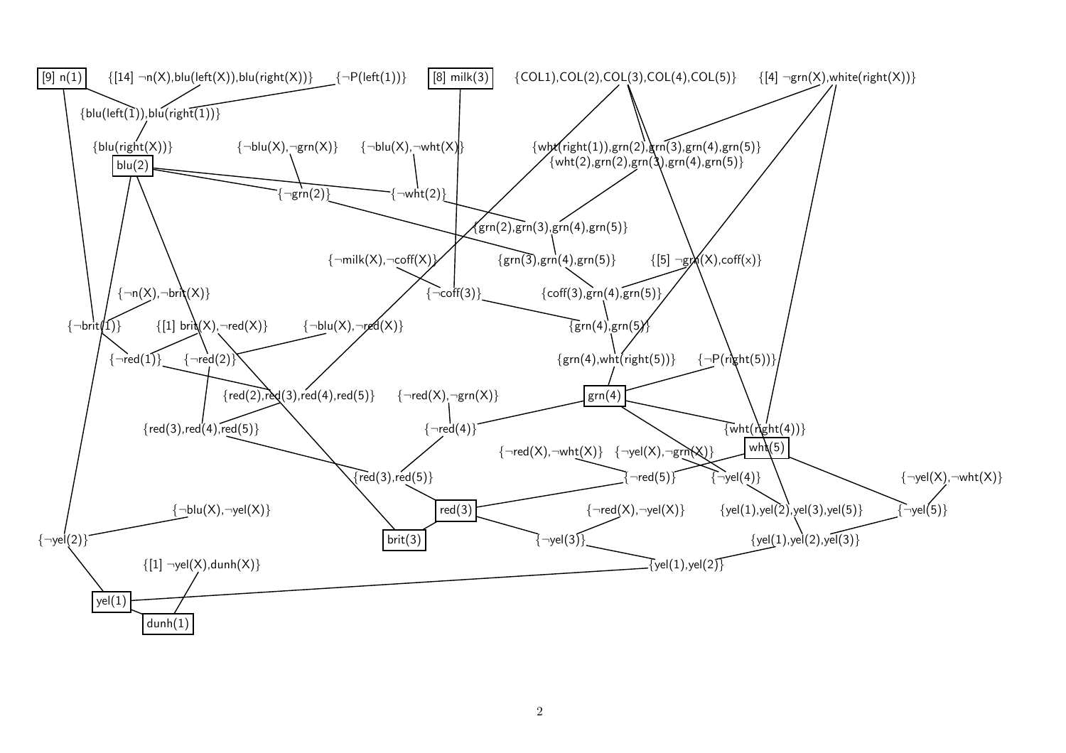[9] n(1)

{[14] ¬n(X),blu(left(X)),blu(right(X))}

{¬P(left(1))}

[8] milk(3)

{COL1),COL(2),COL(3),COL(4),COL(5)}

{[4] ¬grn(X),white(right(X))}

{blu(left(1)),blu(right(1))}

{blu(right(X))}

{¬blu(X),¬grn(X)}

{¬blu(X),¬wht(X)}

{wht(right(1)),grn(2),grn(3),grn(4),grn(5)}

{wht(2),grn(2),grn(3),grn(4),grn(5)}

blu(2)

{¬grn(2)}

{¬wht(2)}

{grn(2),grn(3),grn(4),grn(5)}

{¬milk(X),¬coff(X)}

{grn(3),grn(4),grn(5)}

{[5] ¬grn(X),coff(x)}

{¬n(X),¬brit(X)}

{¬coff(3)}

{coff(3),grn(4),grn(5)}

{¬brit(1)}

{[1] brit(X),¬red(X)}

{¬blu(X),¬red(X)}

{grn(4),grn(5)}

{¬red(1)}

{¬red(2)}

{grn(4),wht(right(5))}

{¬P(right(5))}

{red(2),red(3),red(4),red(5)}

{¬red(X),¬grn(X)}

grn(4)

{red(3),red(4),red(5)}

{¬red(4)}

{wht(right(4))}

wht(5)

{¬red(X),¬wht(X)}

{¬yel(X),¬grn(X)}

{red(3),red(5)}

{¬red(5)}

{¬yel(4)}

{¬yel(X),¬wht(X)}

{¬blu(X),¬yel(X)}

red(3)

{¬red(X),¬yel(X)}

{yel(1),yel(2),yel(3),yel(5)}

{¬yel(5)}

{¬yel(2)}

brit(3)

{¬yel(3)}

{yel(1),yel(2),yel(3)}

{[1] ¬yel(X),dunh(X)}

{yel(1),yel(2)}

yel(1)

dunh(1)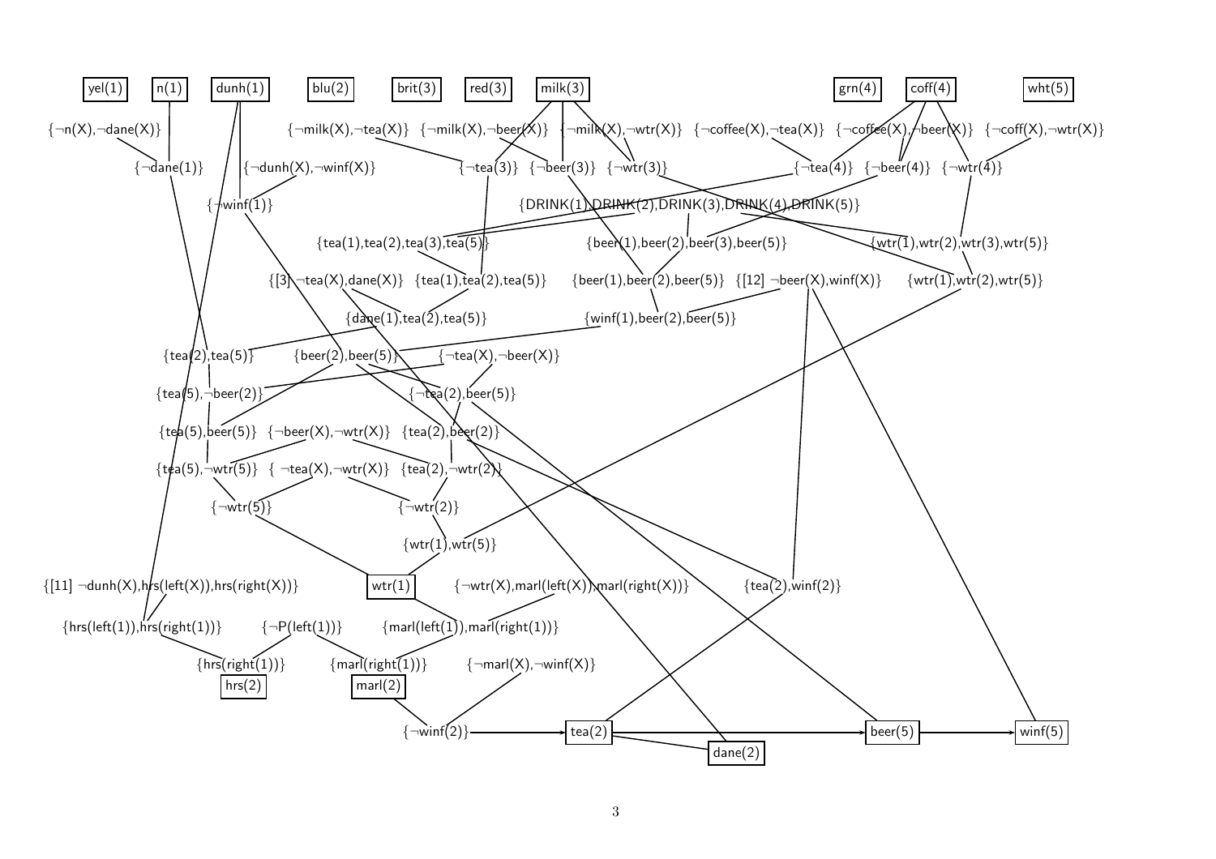yel(1) n(1) dunh(1) blu(2) brit(3) red(3) milk(3) grn(4) coff(4) wht(5)

{¬n(X),¬dane(X)} {¬milk(X),¬tea(X)} {¬milk(X),¬beer(X)} {¬milk(X),¬wtr(X)} {¬coffee(X),¬tea(X)} {¬coffee(X),¬beer(X)} {¬coff(X),¬wtr(X)}

{¬dane(1)} {¬dunh(X),¬winf(X)} {¬tea(3)} {¬beer(3)} {¬wtr(3)} {¬tea(4)} {¬beer(4)} {¬wtr(4)}

{¬winf(1)} {DRINK(1),DRINK(2),DRINK(3),DRINK(4),DRINK(5)}

{tea(1),tea(2),tea(3),tea(5)} {beer(1),beer(2),beer(3),beer(5)} {wtr(1),wtr(2),wtr(3),wtr(5)}

{[3] ¬tea(X),dane(X)} {tea(1),tea(2),tea(5)} {beer(1),beer(2),beer(5)} {[12] ¬beer(X),winf(X)} {wtr(1),wtr(2),wtr(5)}

{dane(1),tea(2),tea(5)} {winf(1),beer(2),beer(5)}

{tea(2),tea(5)} {beer(2),beer(5)} {¬tea(X),¬beer(X)}

{tea(5),¬beer(2)} {¬tea(2),beer(5)}

{tea(5),beer(5)} {¬beer(X),¬wtr(X)} {tea(2),beer(2)}

{tea(5),¬wtr(5)} { ¬tea(X),¬wtr(X)} {tea(2),¬wtr(2)}

{¬wtr(5)} {¬wtr(2)}

{wtr(1),wtr(5)}

{[11] ¬dunh(X),hrs(left(X)),hrs(right(X))} wtr(1) {¬wtr(X),marl(left(X)),marl(right(X))} {tea(2),winf(2)}

{hrs(left(1)),hrs(right(1))} {¬P(left(1))} {marl(left(1)),marl(right(1))}

{hrs(right(1))} {marl(right(1))} {¬marl(X),¬winf(X)}

hrs(2) marl(2)

{¬winf(2)} → tea(2) → beer(5) → winf(5)

dane(2)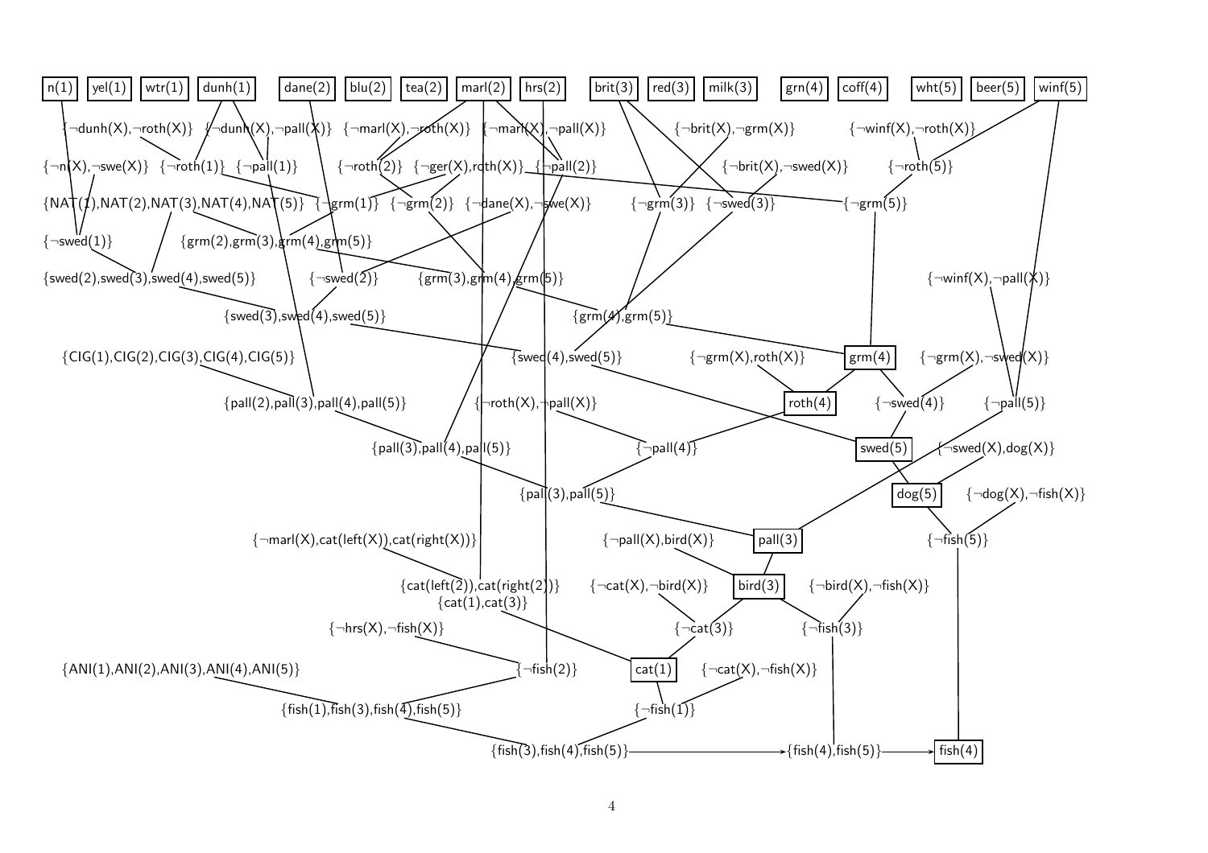n(1) yel(1) wtr(1) dunh(1) dane(2) blu(2) tea(2) marl(2) hrs(2) brit(3) red(3) milk(3) grn(4) coff(4) wht(5) beer(5) winf(5)

{¬dunh(X),¬roth(X)} {¬dunh(X),¬pall(X)} {¬marl(X),¬roth(X)} {¬marl(X),¬pall(X)} {¬brit(X),¬grm(X)} {¬winf(X),¬roth(X)}

{¬n(X),¬swe(X)} {¬roth(1)} {¬pall(1)} {¬roth(2)} {¬ger(X),roth(X)} {¬pall(2)} {¬brit(X),¬swed(X)} {¬roth(5)}

{NAT(1),NAT(2),NAT(3),NAT(4),NAT(5)} {¬grm(1)} {¬grm(2)} {¬dane(X),¬swe(X)} {¬grm(3)} {¬swed(3)} {¬grm(5)}

{¬swed(1)} {grm(2),grm(3),grm(4),grm(5)}

{swed(2),swed(3),swed(4),swed(5)} {¬swed(2)} {grm(3),grm(4),grm(5)} {¬winf(X),¬pall(X)}

{swed(3),swed(4),swed(5)} {grm(4),grm(5)}

{CIG(1),CIG(2),CIG(3),CIG(4),CIG(5)} {swed(4),swed(5)} {¬grm(X),roth(X)} grm(4) {¬grm(X),¬swed(X)}

{pall(2),pall(3),pall(4),pall(5)} {¬roth(X),¬pall(X)} roth(4) {¬swed(4)} {¬pall(5)}

{pall(3),pall(4),pall(5)} {¬pall(4)} swed(5) {¬swed(X),dog(X)}

{pall(3),pall(5)} dog(5) {¬dog(X),¬fish(X)}

{¬marl(X),cat(left(X)),cat(right(X))} {¬pall(X),bird(X)} pall(3) {¬fish(5)}

{cat(left(2)),cat(right(2))} {¬cat(X),¬bird(X)} bird(3) {¬bird(X),¬fish(X)}

{cat(1),cat(3)}

{¬hrs(X),¬fish(X)} {¬cat(3)} {¬fish(3)}

{ANI(1),ANI(2),ANI(3),ANI(4),ANI(5)} {¬fish(2)} cat(1) {¬cat(X),¬fish(X)}

{fish(1),fish(3),fish(4),fish(5)} {¬fish(1)}

{fish(3),fish(4),fish(5)} → {fish(4),fish(5)} → fish(4)